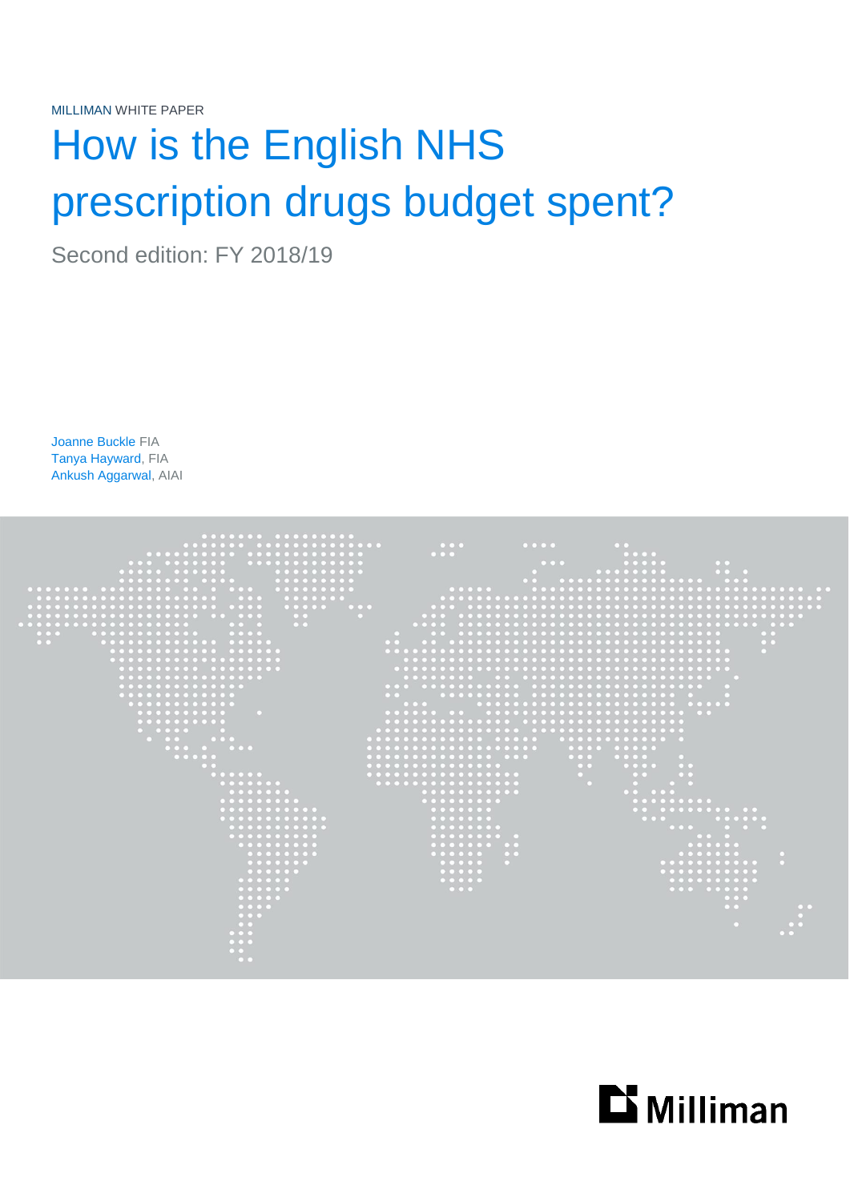MILLIMAN WHITE PAPER

# How is the English NHS prescription drugs budget spent?

Second edition: FY 2018/19

Joanne Buckle FIA
Tanya Hayward, FIA
Ankush Aggarwal, AIAI

Milliman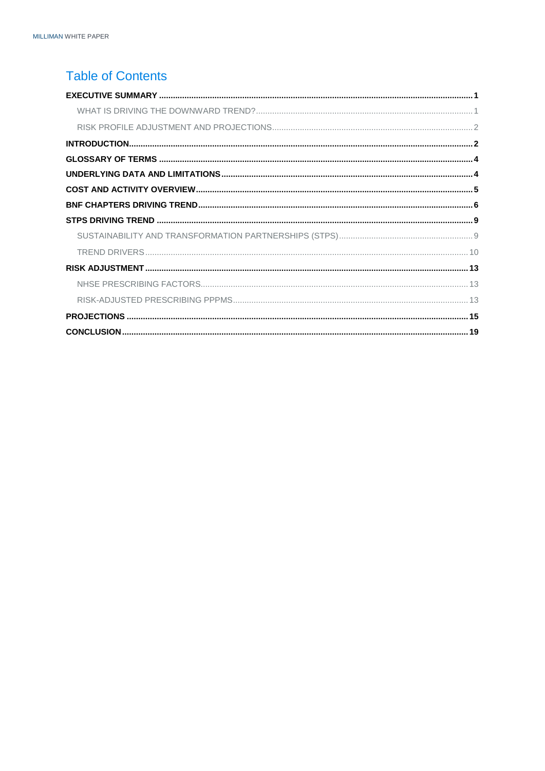# Table of Contents

**EXECUTIVE SUMMARY** ..... **1**

- WHAT IS DRIVING THE DOWNWARD TREND? ..... 1
- RISK PROFILE ADJUSTMENT AND PROJECTIONS ..... 2

**INTRODUCTION** ..... **2**

**GLOSSARY OF TERMS** ..... **4**

**UNDERLYING DATA AND LIMITATIONS** ..... **4**

**COST AND ACTIVITY OVERVIEW** ..... **5**

**BNF CHAPTERS DRIVING TREND** ..... **6**

**STPS DRIVING TREND** ..... **9**

- SUSTAINABILITY AND TRANSFORMATION PARTNERSHIPS (STPS) ..... 9
- TREND DRIVERS ..... 10

**RISK ADJUSTMENT** ..... **13**

- NHSE PRESCRIBING FACTORS ..... 13
- RISK-ADJUSTED PRESCRIBING PPPMS ..... 13

**PROJECTIONS** ..... **15**

**CONCLUSION** ..... **19**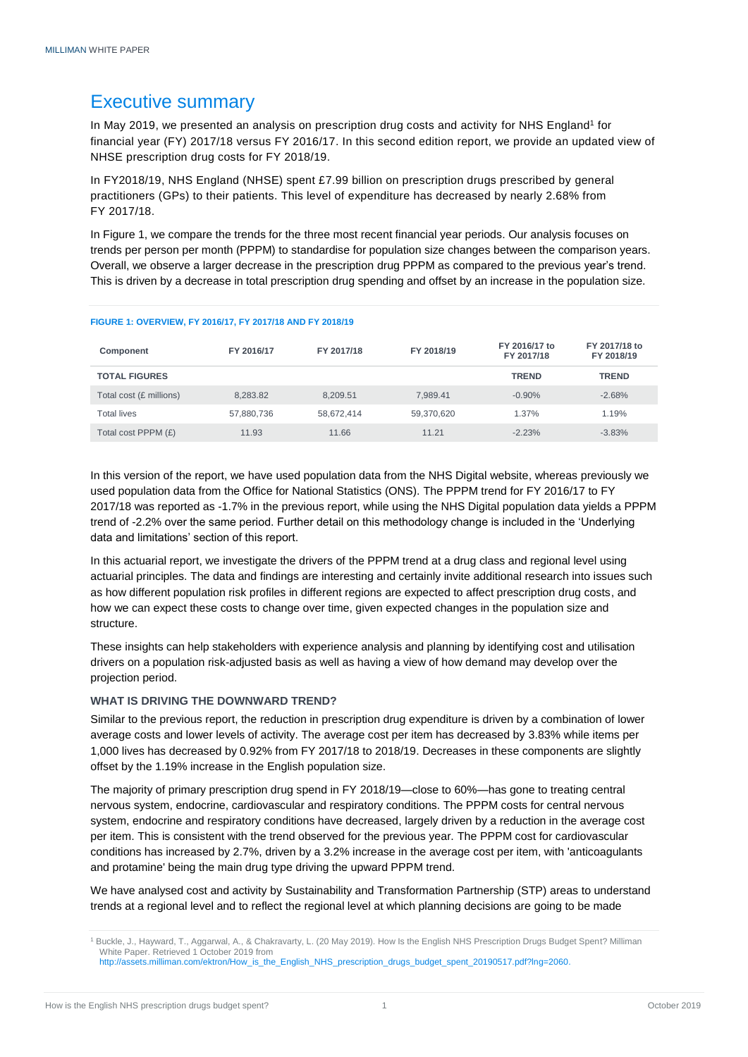# Executive summary

In May 2019, we presented an analysis on prescription drug costs and activity for NHS England[1] for financial year (FY) 2017/18 versus FY 2016/17. In this second edition report, we provide an updated view of NHSE prescription drug costs for FY 2018/19.

In FY2018/19, NHS England (NHSE) spent £7.99 billion on prescription drugs prescribed by general practitioners (GPs) to their patients. This level of expenditure has decreased by nearly 2.68% from FY 2017/18.

In Figure 1, we compare the trends for the three most recent financial year periods. Our analysis focuses on trends per person per month (PPPM) to standardise for population size changes between the comparison years. Overall, we observe a larger decrease in the prescription drug PPPM as compared to the previous year's trend. This is driven by a decrease in total prescription drug spending and offset by an increase in the population size.

**FIGURE 1: OVERVIEW, FY 2016/17, FY 2017/18 AND FY 2018/19**

| Component | FY 2016/17 | FY 2017/18 | FY 2018/19 | FY 2016/17 to FY 2017/18 | FY 2017/18 to FY 2018/19 |
|---|---|---|---|---|---|
| **TOTAL FIGURES** | | | | **TREND** | **TREND** |
| Total cost (£ millions) | 8,283.82 | 8,209.51 | 7,989.41 | -0.90% | -2.68% |
| Total lives | 57,880,736 | 58,672,414 | 59,370,620 | 1.37% | 1.19% |
| Total cost PPPM (£) | 11.93 | 11.66 | 11.21 | -2.23% | -3.83% |

In this version of the report, we have used population data from the NHS Digital website, whereas previously we used population data from the Office for National Statistics (ONS). The PPPM trend for FY 2016/17 to FY 2017/18 was reported as -1.7% in the previous report, while using the NHS Digital population data yields a PPPM trend of -2.2% over the same period. Further detail on this methodology change is included in the 'Underlying data and limitations' section of this report.

In this actuarial report, we investigate the drivers of the PPPM trend at a drug class and regional level using actuarial principles. The data and findings are interesting and certainly invite additional research into issues such as how different population risk profiles in different regions are expected to affect prescription drug costs, and how we can expect these costs to change over time, given expected changes in the population size and structure.

These insights can help stakeholders with experience analysis and planning by identifying cost and utilisation drivers on a population risk-adjusted basis as well as having a view of how demand may develop over the projection period.

### WHAT IS DRIVING THE DOWNWARD TREND?

Similar to the previous report, the reduction in prescription drug expenditure is driven by a combination of lower average costs and lower levels of activity. The average cost per item has decreased by 3.83% while items per 1,000 lives has decreased by 0.92% from FY 2017/18 to 2018/19. Decreases in these components are slightly offset by the 1.19% increase in the English population size.

The majority of primary prescription drug spend in FY 2018/19—close to 60%—has gone to treating central nervous system, endocrine, cardiovascular and respiratory conditions. The PPPM costs for central nervous system, endocrine and respiratory conditions have decreased, largely driven by a reduction in the average cost per item. This is consistent with the trend observed for the previous year. The PPPM cost for cardiovascular conditions has increased by 2.7%, driven by a 3.2% increase in the average cost per item, with 'anticoagulants and protamine' being the main drug type driving the upward PPPM trend.

We have analysed cost and activity by Sustainability and Transformation Partnership (STP) areas to understand trends at a regional level and to reflect the regional level at which planning decisions are going to be made

[1] Buckle, J., Hayward, T., Aggarwal, A., & Chakravarty, L. (20 May 2019). How Is the English NHS Prescription Drugs Budget Spent? Milliman White Paper. Retrieved 1 October 2019 from http://assets.milliman.com/ektron/How_is_the_English_NHS_prescription_drugs_budget_spent_20190517.pdf?lng=2060.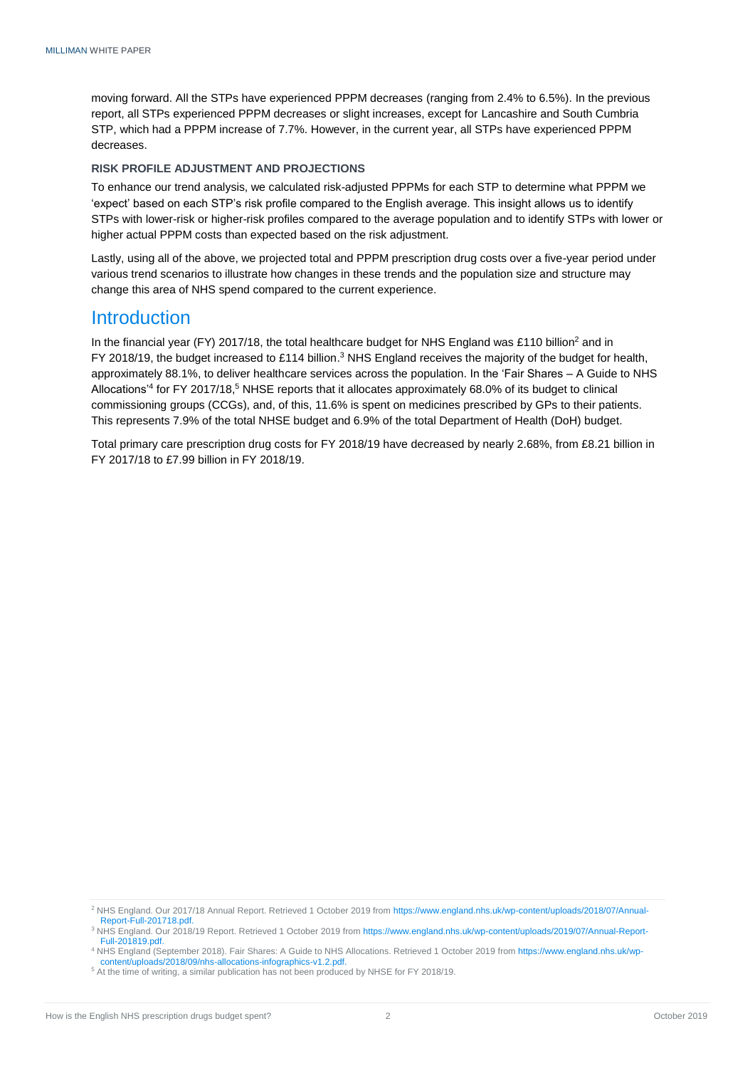moving forward. All the STPs have experienced PPPM decreases (ranging from 2.4% to 6.5%). In the previous report, all STPs experienced PPPM decreases or slight increases, except for Lancashire and South Cumbria STP, which had a PPPM increase of 7.7%. However, in the current year, all STPs have experienced PPPM decreases.

#### RISK PROFILE ADJUSTMENT AND PROJECTIONS

To enhance our trend analysis, we calculated risk-adjusted PPPMs for each STP to determine what PPPM we 'expect' based on each STP's risk profile compared to the English average. This insight allows us to identify STPs with lower-risk or higher-risk profiles compared to the average population and to identify STPs with lower or higher actual PPPM costs than expected based on the risk adjustment.

Lastly, using all of the above, we projected total and PPPM prescription drug costs over a five-year period under various trend scenarios to illustrate how changes in these trends and the population size and structure may change this area of NHS spend compared to the current experience.

## Introduction

In the financial year (FY) 2017/18, the total healthcare budget for NHS England was £110 billion[2] and in FY 2018/19, the budget increased to £114 billion.[3] NHS England receives the majority of the budget for health, approximately 88.1%, to deliver healthcare services across the population. In the 'Fair Shares – A Guide to NHS Allocations'[4] for FY 2017/18,[5] NHSE reports that it allocates approximately 68.0% of its budget to clinical commissioning groups (CCGs), and, of this, 11.6% is spent on medicines prescribed by GPs to their patients. This represents 7.9% of the total NHSE budget and 6.9% of the total Department of Health (DoH) budget.

Total primary care prescription drug costs for FY 2018/19 have decreased by nearly 2.68%, from £8.21 billion in FY 2017/18 to £7.99 billion in FY 2018/19.

---

[2] NHS England. Our 2017/18 Annual Report. Retrieved 1 October 2019 from https://www.england.nhs.uk/wp-content/uploads/2018/07/Annual-Report-Full-201718.pdf.

[3] NHS England. Our 2018/19 Report. Retrieved 1 October 2019 from https://www.england.nhs.uk/wp-content/uploads/2019/07/Annual-Report-Full-201819.pdf.

[4] NHS England (September 2018). Fair Shares: A Guide to NHS Allocations. Retrieved 1 October 2019 from https://www.england.nhs.uk/wp-content/uploads/2018/09/nhs-allocations-infographics-v1.2.pdf.

[5] At the time of writing, a similar publication has not been produced by NHSE for FY 2018/19.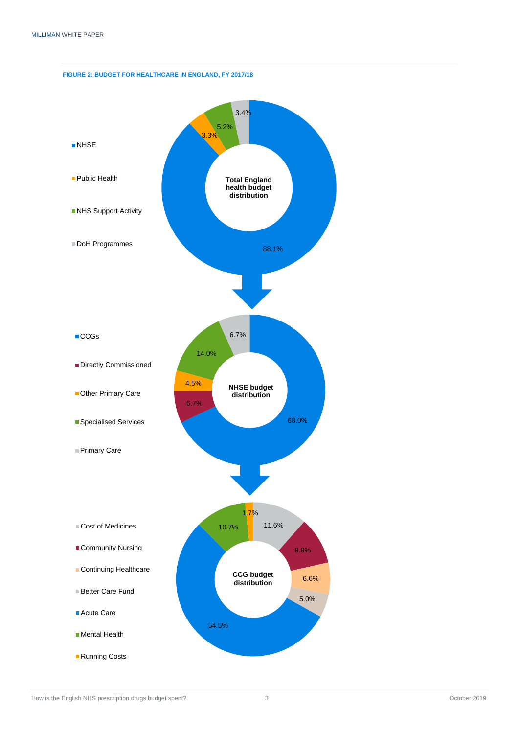**FIGURE 2: BUDGET FOR HEALTHCARE IN ENGLAND, FY 2017/18**

**Total England health budget distribution**

| Category | Share |
|---|---|
| NHSE | 88.1% |
| Public Health | 3.3% |
| NHS Support Activity | 5.2% |
| DoH Programmes | 3.4% |

**NHSE budget distribution**

| Category | Share |
|---|---|
| CCGs | 68.0% |
| Directly Commissioned | 6.7% |
| Other Primary Care | 4.5% |
| Specialised Services | 14.0% |
| Primary Care | 6.7% |

**CCG budget distribution**

| Category | Share |
|---|---|
| Cost of Medicines | 11.6% |
| Community Nursing | 9.9% |
| Continuing Healthcare | 6.6% |
| Better Care Fund | 5.0% |
| Acute Care | 54.5% |
| Mental Health | 10.7% |
| Running Costs | 1.7% |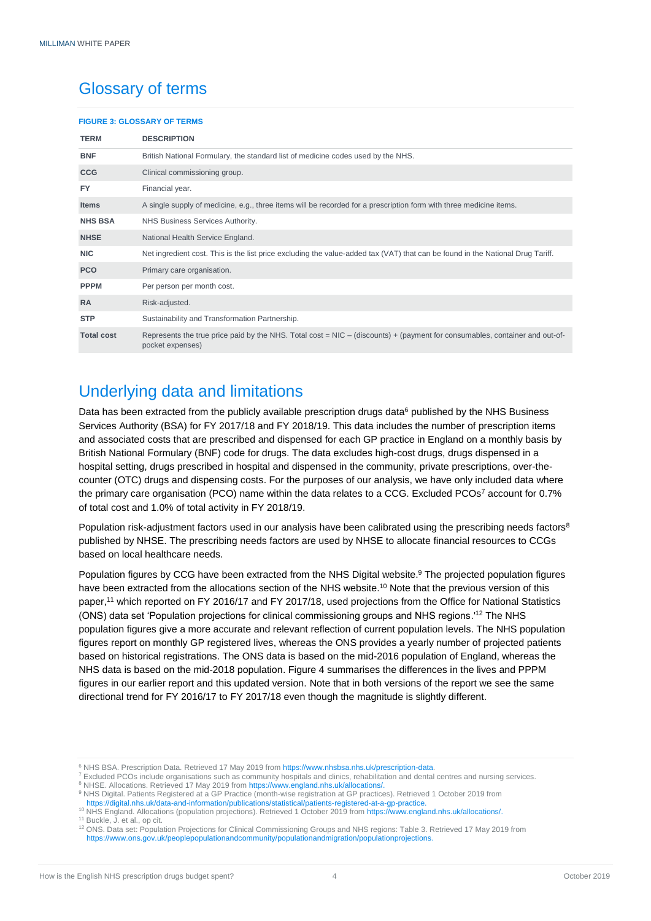## Glossary of terms

**FIGURE 3: GLOSSARY OF TERMS**

| TERM | DESCRIPTION |
|---|---|
| **BNF** | British National Formulary, the standard list of medicine codes used by the NHS. |
| **CCG** | Clinical commissioning group. |
| **FY** | Financial year. |
| **Items** | A single supply of medicine, e.g., three items will be recorded for a prescription form with three medicine items. |
| **NHS BSA** | NHS Business Services Authority. |
| **NHSE** | National Health Service England. |
| **NIC** | Net ingredient cost. This is the list price excluding the value-added tax (VAT) that can be found in the National Drug Tariff. |
| **PCO** | Primary care organisation. |
| **PPPM** | Per person per month cost. |
| **RA** | Risk-adjusted. |
| **STP** | Sustainability and Transformation Partnership. |
| **Total cost** | Represents the true price paid by the NHS. Total cost = NIC – (discounts) + (payment for consumables, container and out-of-pocket expenses) |

## Underlying data and limitations

Data has been extracted from the publicly available prescription drugs data[6] published by the NHS Business Services Authority (BSA) for FY 2017/18 and FY 2018/19. This data includes the number of prescription items and associated costs that are prescribed and dispensed for each GP practice in England on a monthly basis by British National Formulary (BNF) code for drugs. The data excludes high-cost drugs, drugs dispensed in a hospital setting, drugs prescribed in hospital and dispensed in the community, private prescriptions, over-the-counter (OTC) drugs and dispensing costs. For the purposes of our analysis, we have only included data where the primary care organisation (PCO) name within the data relates to a CCG. Excluded PCOs[7] account for 0.7% of total cost and 1.0% of total activity in FY 2018/19.

Population risk-adjustment factors used in our analysis have been calibrated using the prescribing needs factors[8] published by NHSE. The prescribing needs factors are used by NHSE to allocate financial resources to CCGs based on local healthcare needs.

Population figures by CCG have been extracted from the NHS Digital website.[9] The projected population figures have been extracted from the allocations section of the NHS website.[10] Note that the previous version of this paper,[11] which reported on FY 2016/17 and FY 2017/18, used projections from the Office for National Statistics (ONS) data set 'Population projections for clinical commissioning groups and NHS regions.'[12] The NHS population figures give a more accurate and relevant reflection of current population levels. The NHS population figures report on monthly GP registered lives, whereas the ONS provides a yearly number of projected patients based on historical registrations. The ONS data is based on the mid-2016 population of England, whereas the NHS data is based on the mid-2018 population. Figure 4 summarises the differences in the lives and PPPM figures in our earlier report and this updated version. Note that in both versions of the report we see the same directional trend for FY 2016/17 to FY 2017/18 even though the magnitude is slightly different.

---

[6] NHS BSA. Prescription Data. Retrieved 17 May 2019 from https://www.nhsbsa.nhs.uk/prescription-data.

[7] Excluded PCOs include organisations such as community hospitals and clinics, rehabilitation and dental centres and nursing services.

[8] NHSE. Allocations. Retrieved 17 May 2019 from https://www.england.nhs.uk/allocations/.

[9] NHS Digital. Patients Registered at a GP Practice (month-wise registration at GP practices). Retrieved 1 October 2019 from https://digital.nhs.uk/data-and-information/publications/statistical/patients-registered-at-a-gp-practice.

[10] NHS England. Allocations (population projections). Retrieved 1 October 2019 from https://www.england.nhs.uk/allocations/.

[11] Buckle, J. et al., op cit.

[12] ONS. Data set: Population Projections for Clinical Commissioning Groups and NHS regions: Table 3. Retrieved 17 May 2019 from https://www.ons.gov.uk/peoplepopulationandcommunity/populationandmigration/populationprojections.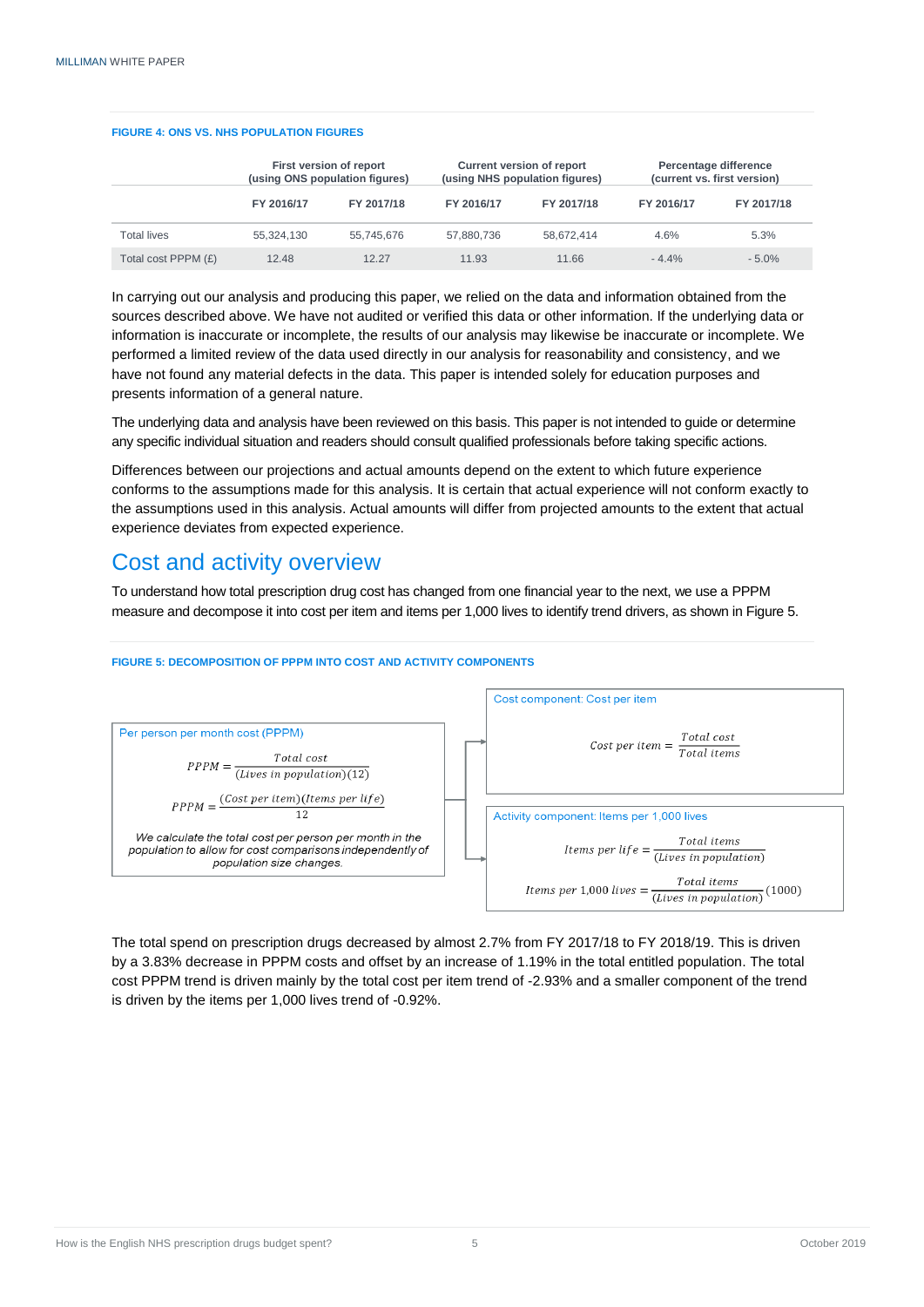**FIGURE 4: ONS VS. NHS POPULATION FIGURES**

| | First version of report (using ONS population figures) | | Current version of report (using NHS population figures) | | Percentage difference (current vs. first version) | |
|---|---|---|---|---|---|---|
| | FY 2016/17 | FY 2017/18 | FY 2016/17 | FY 2017/18 | FY 2016/17 | FY 2017/18 |
| Total lives | 55,324,130 | 55,745,676 | 57,880,736 | 58,672,414 | 4.6% | 5.3% |
| Total cost PPPM (£) | 12.48 | 12.27 | 11.93 | 11.66 | - 4.4% | - 5.0% |

In carrying out our analysis and producing this paper, we relied on the data and information obtained from the sources described above. We have not audited or verified this data or other information. If the underlying data or information is inaccurate or incomplete, the results of our analysis may likewise be inaccurate or incomplete. We performed a limited review of the data used directly in our analysis for reasonability and consistency, and we have not found any material defects in the data. This paper is intended solely for education purposes and presents information of a general nature.

The underlying data and analysis have been reviewed on this basis. This paper is not intended to guide or determine any specific individual situation and readers should consult qualified professionals before taking specific actions.

Differences between our projections and actual amounts depend on the extent to which future experience conforms to the assumptions made for this analysis. It is certain that actual experience will not conform exactly to the assumptions used in this analysis. Actual amounts will differ from projected amounts to the extent that actual experience deviates from expected experience.

# Cost and activity overview

To understand how total prescription drug cost has changed from one financial year to the next, we use a PPPM measure and decompose it into cost per item and items per 1,000 lives to identify trend drivers, as shown in Figure 5.

**FIGURE 5: DECOMPOSITION OF PPPM INTO COST AND ACTIVITY COMPONENTS**

Per person per month cost (PPPM)

$$PPPM = \frac{Total\ cost}{(Lives\ in\ population)(12)}$$

$$PPPM = \frac{(Cost\ per\ item)(Items\ per\ life)}{12}$$

*We calculate the total cost per person per month in the population to allow for cost comparisons independently of population size changes.*

Cost component: Cost per item

$$Cost\ per\ item = \frac{Total\ cost}{Total\ items}$$

Activity component: Items per 1,000 lives

$$Items\ per\ life = \frac{Total\ items}{(Lives\ in\ population)}$$

$$Items\ per\ 1{,}000\ lives = \frac{Total\ items}{(Lives\ in\ population)}(1000)$$

The total spend on prescription drugs decreased by almost 2.7% from FY 2017/18 to FY 2018/19. This is driven by a 3.83% decrease in PPPM costs and offset by an increase of 1.19% in the total entitled population. The total cost PPPM trend is driven mainly by the total cost per item trend of -2.93% and a smaller component of the trend is driven by the items per 1,000 lives trend of -0.92%.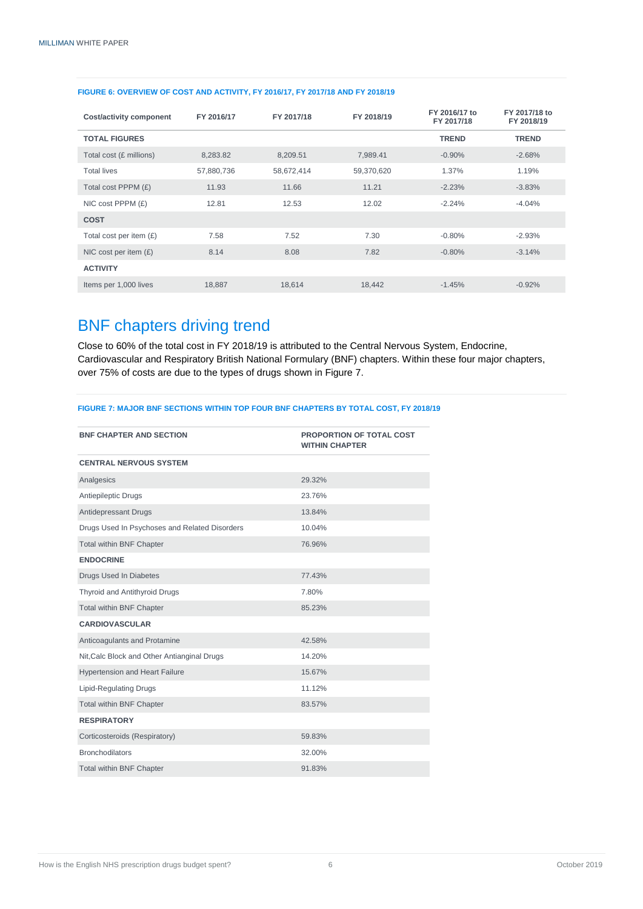**FIGURE 6: OVERVIEW OF COST AND ACTIVITY, FY 2016/17, FY 2017/18 AND FY 2018/19**

| Cost/activity component | FY 2016/17 | FY 2017/18 | FY 2018/19 | FY 2016/17 to FY 2017/18 | FY 2017/18 to FY 2018/19 |
|---|---|---|---|---|---|
| **TOTAL FIGURES** | | | | **TREND** | **TREND** |
| Total cost (£ millions) | 8,283.82 | 8,209.51 | 7,989.41 | -0.90% | -2.68% |
| Total lives | 57,880,736 | 58,672,414 | 59,370,620 | 1.37% | 1.19% |
| Total cost PPPM (£) | 11.93 | 11.66 | 11.21 | -2.23% | -3.83% |
| NIC cost PPPM (£) | 12.81 | 12.53 | 12.02 | -2.24% | -4.04% |
| **COST** | | | | | |
| Total cost per item (£) | 7.58 | 7.52 | 7.30 | -0.80% | -2.93% |
| NIC cost per item (£) | 8.14 | 8.08 | 7.82 | -0.80% | -3.14% |
| **ACTIVITY** | | | | | |
| Items per 1,000 lives | 18,887 | 18,614 | 18,442 | -1.45% | -0.92% |

## BNF chapters driving trend

Close to 60% of the total cost in FY 2018/19 is attributed to the Central Nervous System, Endocrine, Cardiovascular and Respiratory British National Formulary (BNF) chapters. Within these four major chapters, over 75% of costs are due to the types of drugs shown in Figure 7.

**FIGURE 7: MAJOR BNF SECTIONS WITHIN TOP FOUR BNF CHAPTERS BY TOTAL COST, FY 2018/19**

| BNF CHAPTER AND SECTION | PROPORTION OF TOTAL COST WITHIN CHAPTER |
|---|---|
| **CENTRAL NERVOUS SYSTEM** | |
| Analgesics | 29.32% |
| Antiepileptic Drugs | 23.76% |
| Antidepressant Drugs | 13.84% |
| Drugs Used In Psychoses and Related Disorders | 10.04% |
| Total within BNF Chapter | 76.96% |
| **ENDOCRINE** | |
| Drugs Used In Diabetes | 77.43% |
| Thyroid and Antithyroid Drugs | 7.80% |
| Total within BNF Chapter | 85.23% |
| **CARDIOVASCULAR** | |
| Anticoagulants and Protamine | 42.58% |
| Nit,Calc Block and Other Antianginal Drugs | 14.20% |
| Hypertension and Heart Failure | 15.67% |
| Lipid-Regulating Drugs | 11.12% |
| Total within BNF Chapter | 83.57% |
| **RESPIRATORY** | |
| Corticosteroids (Respiratory) | 59.83% |
| Bronchodilators | 32.00% |
| Total within BNF Chapter | 91.83% |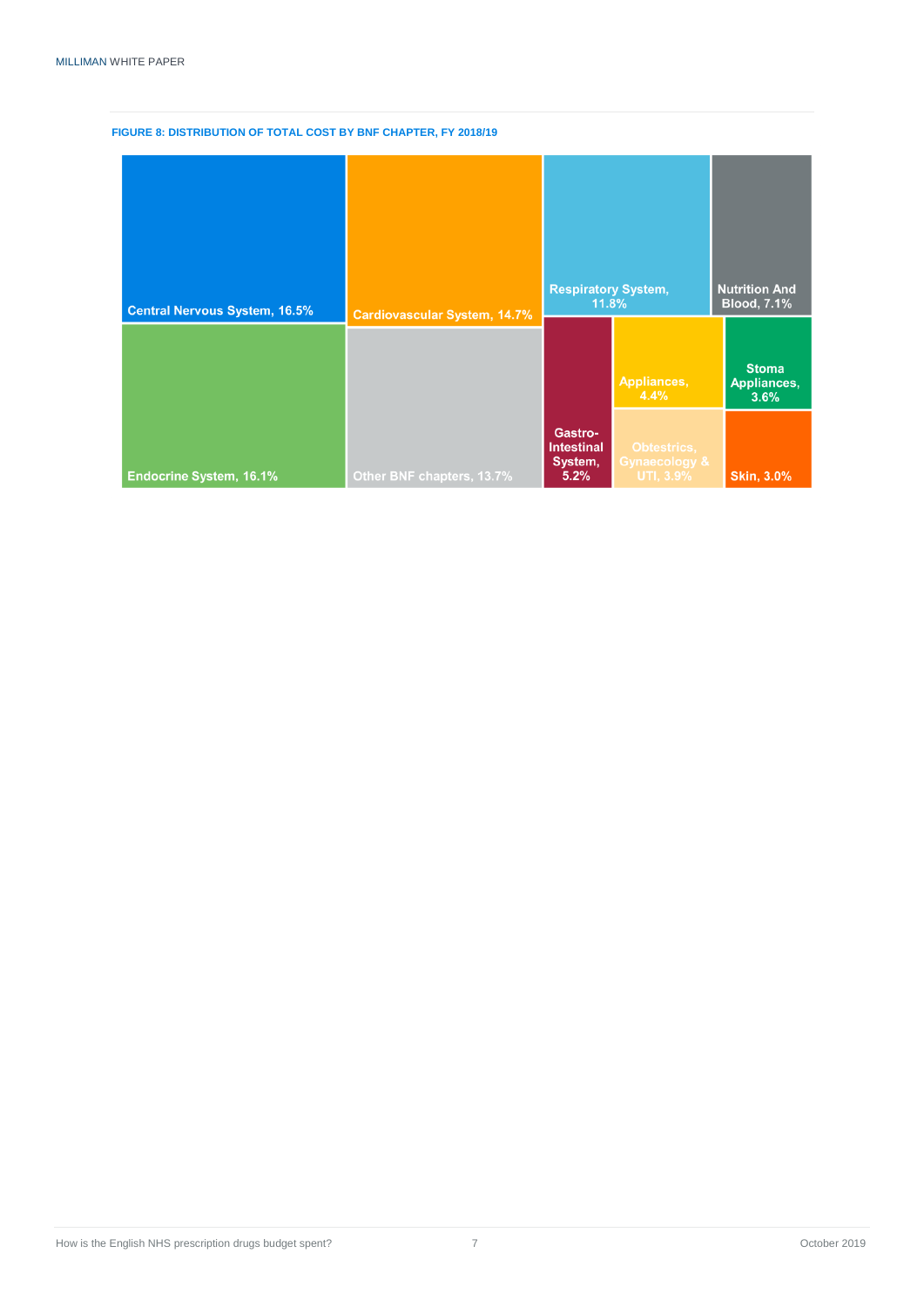**FIGURE 8: DISTRIBUTION OF TOTAL COST BY BNF CHAPTER, FY 2018/19**

Central Nervous System, 16.5%

Cardiovascular System, 14.7%

Respiratory System, 11.8%

Nutrition And Blood, 7.1%

Endocrine System, 16.1%

Other BNF chapters, 13.7%

Gastro-Intestinal System, 5.2%

Appliances, 4.4%

Stoma Appliances, 3.6%

Obtestrics, Gynaecology & UTI, 3.9%

Skin, 3.0%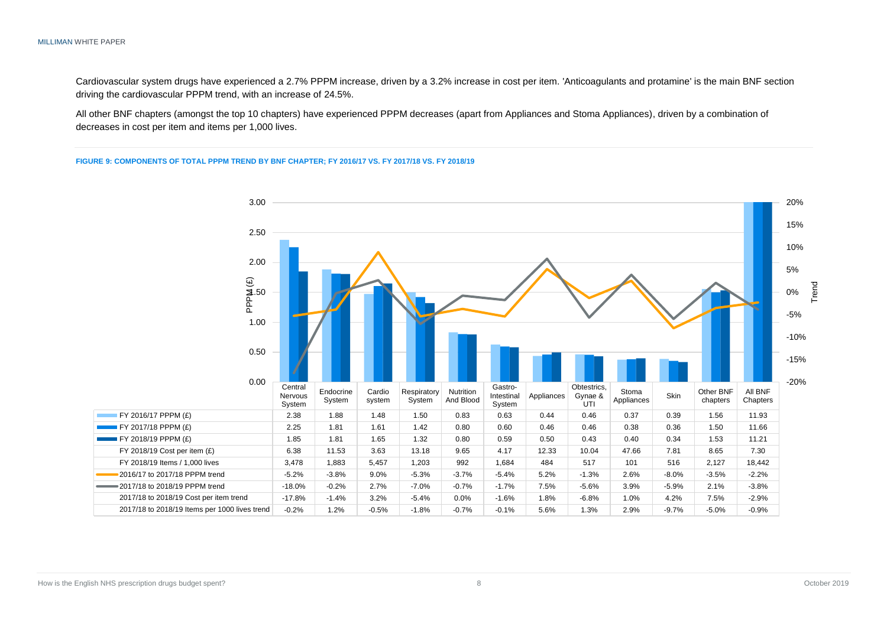Cardiovascular system drugs have experienced a 2.7% PPPM increase, driven by a 3.2% increase in cost per item. 'Anticoagulants and protamine' is the main BNF section driving the cardiovascular PPPM trend, with an increase of 24.5%.

All other BNF chapters (amongst the top 10 chapters) have experienced PPPM decreases (apart from Appliances and Stoma Appliances), driven by a combination of decreases in cost per item and items per 1,000 lives.

**FIGURE 9: COMPONENTS OF TOTAL PPPM TREND BY BNF CHAPTER; FY 2016/17 VS. FY 2017/18 VS. FY 2018/19**

| | Central Nervous System | Endocrine System | Cardio system | Respiratory System | Nutrition And Blood | Gastro-Intestinal System | Appliances | Obtestrics, Gynae & UTI | Stoma Appliances | Skin | Other BNF chapters | All BNF Chapters |
|---|---|---|---|---|---|---|---|---|---|---|---|---|
| FY 2016/17 PPPM (£) | 2.38 | 1.88 | 1.48 | 1.50 | 0.83 | 0.63 | 0.44 | 0.46 | 0.37 | 0.39 | 1.56 | 11.93 |
| FY 2017/18 PPPM (£) | 2.25 | 1.81 | 1.61 | 1.42 | 0.80 | 0.60 | 0.46 | 0.46 | 0.38 | 0.36 | 1.50 | 11.66 |
| FY 2018/19 PPPM (£) | 1.85 | 1.81 | 1.65 | 1.32 | 0.80 | 0.59 | 0.50 | 0.43 | 0.40 | 0.34 | 1.53 | 11.21 |
| FY 2018/19 Cost per item (£) | 6.38 | 11.53 | 3.63 | 13.18 | 9.65 | 4.17 | 12.33 | 10.04 | 47.66 | 7.81 | 8.65 | 7.30 |
| FY 2018/19 Items / 1,000 lives | 3,478 | 1,883 | 5,457 | 1,203 | 992 | 1,684 | 484 | 517 | 101 | 516 | 2,127 | 18,442 |
| 2016/17 to 2017/18 PPPM trend | -5.2% | -3.8% | 9.0% | -5.3% | -3.7% | -5.4% | 5.2% | -1.3% | 2.6% | -8.0% | -3.5% | -2.2% |
| 2017/18 to 2018/19 PPPM trend | -18.0% | -0.2% | 2.7% | -7.0% | -0.7% | -1.7% | 7.5% | -5.6% | 3.9% | -5.9% | 2.1% | -3.8% |
| 2017/18 to 2018/19 Cost per item trend | -17.8% | -1.4% | 3.2% | -5.4% | 0.0% | -1.6% | 1.8% | -6.8% | 1.0% | 4.2% | 7.5% | -2.9% |
| 2017/18 to 2018/19 Items per 1000 lives trend | -0.2% | 1.2% | -0.5% | -1.8% | -0.7% | -0.1% | 5.6% | 1.3% | 2.9% | -9.7% | -5.0% | -0.9% |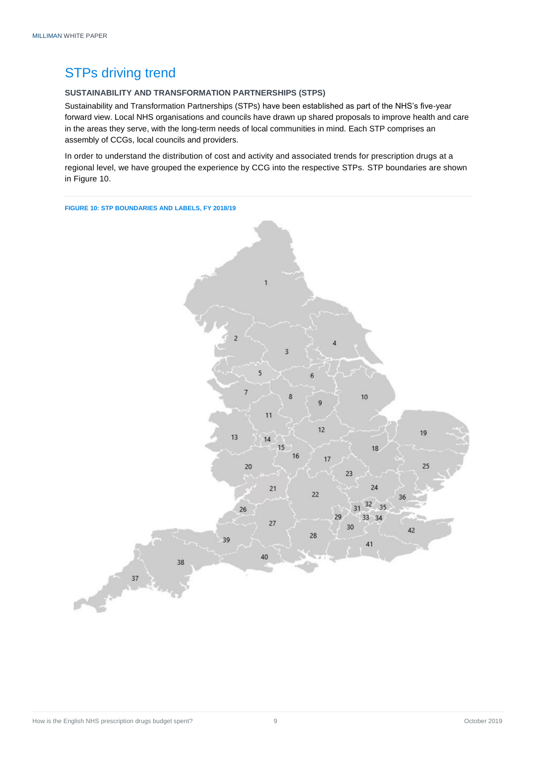# STPs driving trend

### SUSTAINABILITY AND TRANSFORMATION PARTNERSHIPS (STPS)

Sustainability and Transformation Partnerships (STPs) have been established as part of the NHS's five-year forward view. Local NHS organisations and councils have drawn up shared proposals to improve health and care in the areas they serve, with the long-term needs of local communities in mind. Each STP comprises an assembly of CCGs, local councils and providers.

In order to understand the distribution of cost and activity and associated trends for prescription drugs at a regional level, we have grouped the experience by CCG into the respective STPs. STP boundaries are shown in Figure 10.

**FIGURE 10: STP BOUNDARIES AND LABELS, FY 2018/19**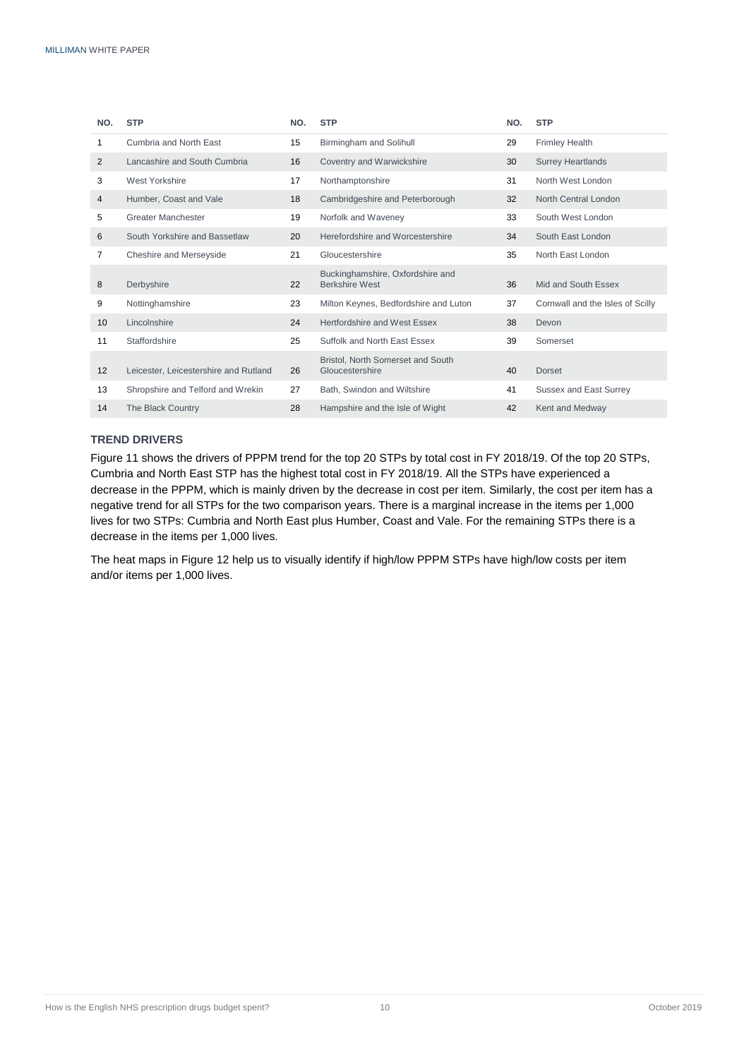| NO. | STP | NO. | STP | NO. | STP |
|---|---|---|---|---|---|
| 1 | Cumbria and North East | 15 | Birmingham and Solihull | 29 | Frimley Health |
| 2 | Lancashire and South Cumbria | 16 | Coventry and Warwickshire | 30 | Surrey Heartlands |
| 3 | West Yorkshire | 17 | Northamptonshire | 31 | North West London |
| 4 | Humber, Coast and Vale | 18 | Cambridgeshire and Peterborough | 32 | North Central London |
| 5 | Greater Manchester | 19 | Norfolk and Waveney | 33 | South West London |
| 6 | South Yorkshire and Bassetlaw | 20 | Herefordshire and Worcestershire | 34 | South East London |
| 7 | Cheshire and Merseyside | 21 | Gloucestershire | 35 | North East London |
| 8 | Derbyshire | 22 | Buckinghamshire, Oxfordshire and Berkshire West | 36 | Mid and South Essex |
| 9 | Nottinghamshire | 23 | Milton Keynes, Bedfordshire and Luton | 37 | Cornwall and the Isles of Scilly |
| 10 | Lincolnshire | 24 | Hertfordshire and West Essex | 38 | Devon |
| 11 | Staffordshire | 25 | Suffolk and North East Essex | 39 | Somerset |
| 12 | Leicester, Leicestershire and Rutland | 26 | Bristol, North Somerset and South Gloucestershire | 40 | Dorset |
| 13 | Shropshire and Telford and Wrekin | 27 | Bath, Swindon and Wiltshire | 41 | Sussex and East Surrey |
| 14 | The Black Country | 28 | Hampshire and the Isle of Wight | 42 | Kent and Medway |

### TREND DRIVERS

Figure 11 shows the drivers of PPPM trend for the top 20 STPs by total cost in FY 2018/19. Of the top 20 STPs, Cumbria and North East STP has the highest total cost in FY 2018/19. All the STPs have experienced a decrease in the PPPM, which is mainly driven by the decrease in cost per item. Similarly, the cost per item has a negative trend for all STPs for the two comparison years. There is a marginal increase in the items per 1,000 lives for two STPs: Cumbria and North East plus Humber, Coast and Vale. For the remaining STPs there is a decrease in the items per 1,000 lives.

The heat maps in Figure 12 help us to visually identify if high/low PPPM STPs have high/low costs per item and/or items per 1,000 lives.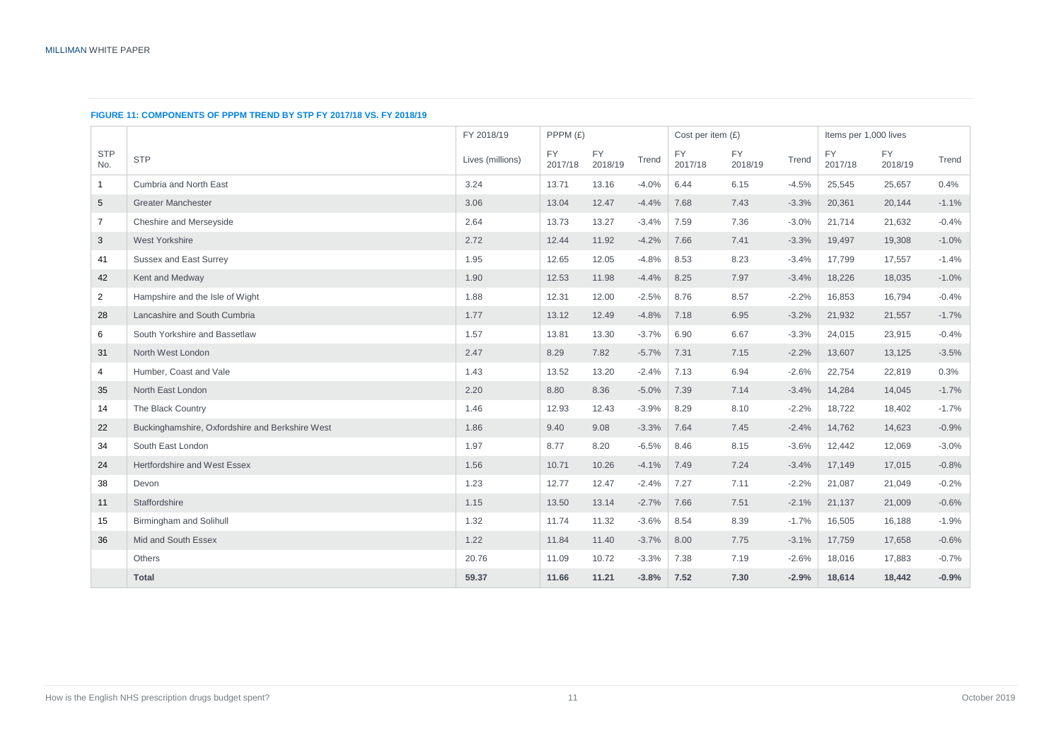**FIGURE 11: COMPONENTS OF PPPM TREND BY STP FY 2017/18 VS. FY 2018/19**

| | | FY 2018/19 | PPPM (£) | | | Cost per item (£) | | | Items per 1,000 lives | | |
|---|---|---|---|---|---|---|---|---|---|---|---|
| STP No. | STP | Lives (millions) | FY 2017/18 | FY 2018/19 | Trend | FY 2017/18 | FY 2018/19 | Trend | FY 2017/18 | FY 2018/19 | Trend |
| 1 | Cumbria and North East | 3.24 | 13.71 | 13.16 | -4.0% | 6.44 | 6.15 | -4.5% | 25,545 | 25,657 | 0.4% |
| 5 | Greater Manchester | 3.06 | 13.04 | 12.47 | -4.4% | 7.68 | 7.43 | -3.3% | 20,361 | 20,144 | -1.1% |
| 7 | Cheshire and Merseyside | 2.64 | 13.73 | 13.27 | -3.4% | 7.59 | 7.36 | -3.0% | 21,714 | 21,632 | -0.4% |
| 3 | West Yorkshire | 2.72 | 12.44 | 11.92 | -4.2% | 7.66 | 7.41 | -3.3% | 19,497 | 19,308 | -1.0% |
| 41 | Sussex and East Surrey | 1.95 | 12.65 | 12.05 | -4.8% | 8.53 | 8.23 | -3.4% | 17,799 | 17,557 | -1.4% |
| 42 | Kent and Medway | 1.90 | 12.53 | 11.98 | -4.4% | 8.25 | 7.97 | -3.4% | 18,226 | 18,035 | -1.0% |
| 2 | Hampshire and the Isle of Wight | 1.88 | 12.31 | 12.00 | -2.5% | 8.76 | 8.57 | -2.2% | 16,853 | 16,794 | -0.4% |
| 28 | Lancashire and South Cumbria | 1.77 | 13.12 | 12.49 | -4.8% | 7.18 | 6.95 | -3.2% | 21,932 | 21,557 | -1.7% |
| 6 | South Yorkshire and Bassetlaw | 1.57 | 13.81 | 13.30 | -3.7% | 6.90 | 6.67 | -3.3% | 24,015 | 23,915 | -0.4% |
| 31 | North West London | 2.47 | 8.29 | 7.82 | -5.7% | 7.31 | 7.15 | -2.2% | 13,607 | 13,125 | -3.5% |
| 4 | Humber, Coast and Vale | 1.43 | 13.52 | 13.20 | -2.4% | 7.13 | 6.94 | -2.6% | 22,754 | 22,819 | 0.3% |
| 35 | North East London | 2.20 | 8.80 | 8.36 | -5.0% | 7.39 | 7.14 | -3.4% | 14,284 | 14,045 | -1.7% |
| 14 | The Black Country | 1.46 | 12.93 | 12.43 | -3.9% | 8.29 | 8.10 | -2.2% | 18,722 | 18,402 | -1.7% |
| 22 | Buckinghamshire, Oxfordshire and Berkshire West | 1.86 | 9.40 | 9.08 | -3.3% | 7.64 | 7.45 | -2.4% | 14,762 | 14,623 | -0.9% |
| 34 | South East London | 1.97 | 8.77 | 8.20 | -6.5% | 8.46 | 8.15 | -3.6% | 12,442 | 12,069 | -3.0% |
| 24 | Hertfordshire and West Essex | 1.56 | 10.71 | 10.26 | -4.1% | 7.49 | 7.24 | -3.4% | 17,149 | 17,015 | -0.8% |
| 38 | Devon | 1.23 | 12.77 | 12.47 | -2.4% | 7.27 | 7.11 | -2.2% | 21,087 | 21,049 | -0.2% |
| 11 | Staffordshire | 1.15 | 13.50 | 13.14 | -2.7% | 7.66 | 7.51 | -2.1% | 21,137 | 21,009 | -0.6% |
| 15 | Birmingham and Solihull | 1.32 | 11.74 | 11.32 | -3.6% | 8.54 | 8.39 | -1.7% | 16,505 | 16,188 | -1.9% |
| 36 | Mid and South Essex | 1.22 | 11.84 | 11.40 | -3.7% | 8.00 | 7.75 | -3.1% | 17,759 | 17,658 | -0.6% |
| | Others | 20.76 | 11.09 | 10.72 | -3.3% | 7.38 | 7.19 | -2.6% | 18,016 | 17,883 | -0.7% |
| | **Total** | **59.37** | **11.66** | **11.21** | **-3.8%** | **7.52** | **7.30** | **-2.9%** | **18,614** | **18,442** | **-0.9%** |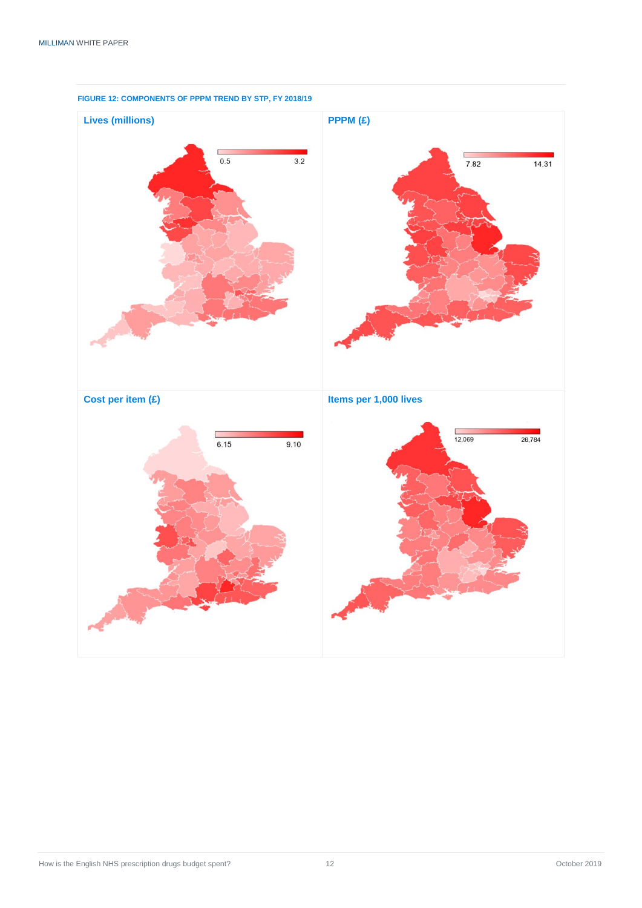**FIGURE 12: COMPONENTS OF PPPM TREND BY STP, FY 2018/19**

**Lives (millions)**

0.5 3.2

**PPPM (£)**

7.82 14.31

**Cost per item (£)**

6.15 9.10

**Items per 1,000 lives**

12,069 26,784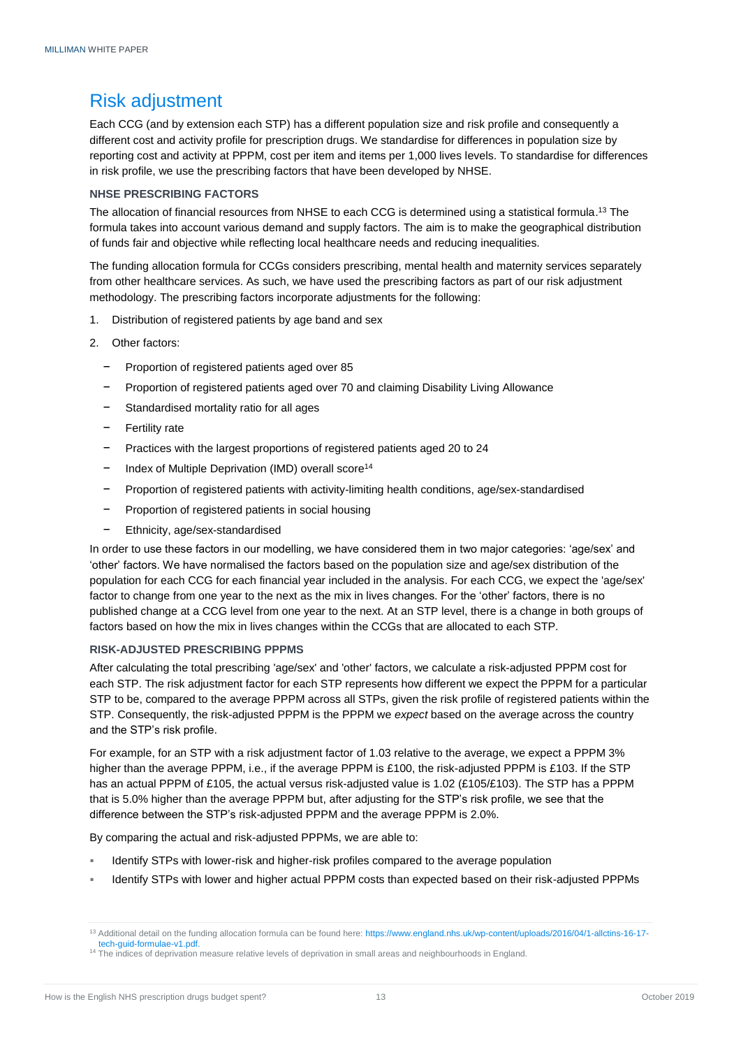# Risk adjustment

Each CCG (and by extension each STP) has a different population size and risk profile and consequently a different cost and activity profile for prescription drugs. We standardise for differences in population size by reporting cost and activity at PPPM, cost per item and items per 1,000 lives levels. To standardise for differences in risk profile, we use the prescribing factors that have been developed by NHSE.

### NHSE PRESCRIBING FACTORS

The allocation of financial resources from NHSE to each CCG is determined using a statistical formula.[13] The formula takes into account various demand and supply factors. The aim is to make the geographical distribution of funds fair and objective while reflecting local healthcare needs and reducing inequalities.

The funding allocation formula for CCGs considers prescribing, mental health and maternity services separately from other healthcare services. As such, we have used the prescribing factors as part of our risk adjustment methodology. The prescribing factors incorporate adjustments for the following:

1. Distribution of registered patients by age band and sex
2. Other factors:
   - Proportion of registered patients aged over 85
   - Proportion of registered patients aged over 70 and claiming Disability Living Allowance
   - Standardised mortality ratio for all ages
   - Fertility rate
   - Practices with the largest proportions of registered patients aged 20 to 24
   - Index of Multiple Deprivation (IMD) overall score[14]
   - Proportion of registered patients with activity-limiting health conditions, age/sex-standardised
   - Proportion of registered patients in social housing
   - Ethnicity, age/sex-standardised

In order to use these factors in our modelling, we have considered them in two major categories: 'age/sex' and 'other' factors. We have normalised the factors based on the population size and age/sex distribution of the population for each CCG for each financial year included in the analysis. For each CCG, we expect the 'age/sex' factor to change from one year to the next as the mix in lives changes. For the 'other' factors, there is no published change at a CCG level from one year to the next. At an STP level, there is a change in both groups of factors based on how the mix in lives changes within the CCGs that are allocated to each STP.

### RISK-ADJUSTED PRESCRIBING PPPMS

After calculating the total prescribing 'age/sex' and 'other' factors, we calculate a risk-adjusted PPPM cost for each STP. The risk adjustment factor for each STP represents how different we expect the PPPM for a particular STP to be, compared to the average PPPM across all STPs, given the risk profile of registered patients within the STP. Consequently, the risk-adjusted PPPM is the PPPM we *expect* based on the average across the country and the STP's risk profile.

For example, for an STP with a risk adjustment factor of 1.03 relative to the average, we expect a PPPM 3% higher than the average PPPM, i.e., if the average PPPM is £100, the risk-adjusted PPPM is £103. If the STP has an actual PPPM of £105, the actual versus risk-adjusted value is 1.02 (£105/£103). The STP has a PPPM that is 5.0% higher than the average PPPM but, after adjusting for the STP's risk profile, we see that the difference between the STP's risk-adjusted PPPM and the average PPPM is 2.0%.

By comparing the actual and risk-adjusted PPPMs, we are able to:

- Identify STPs with lower-risk and higher-risk profiles compared to the average population
- Identify STPs with lower and higher actual PPPM costs than expected based on their risk-adjusted PPPMs

[13] Additional detail on the funding allocation formula can be found here: https://www.england.nhs.uk/wp-content/uploads/2016/04/1-allctins-16-17-tech-guid-formulae-v1.pdf.

[14] The indices of deprivation measure relative levels of deprivation in small areas and neighbourhoods in England.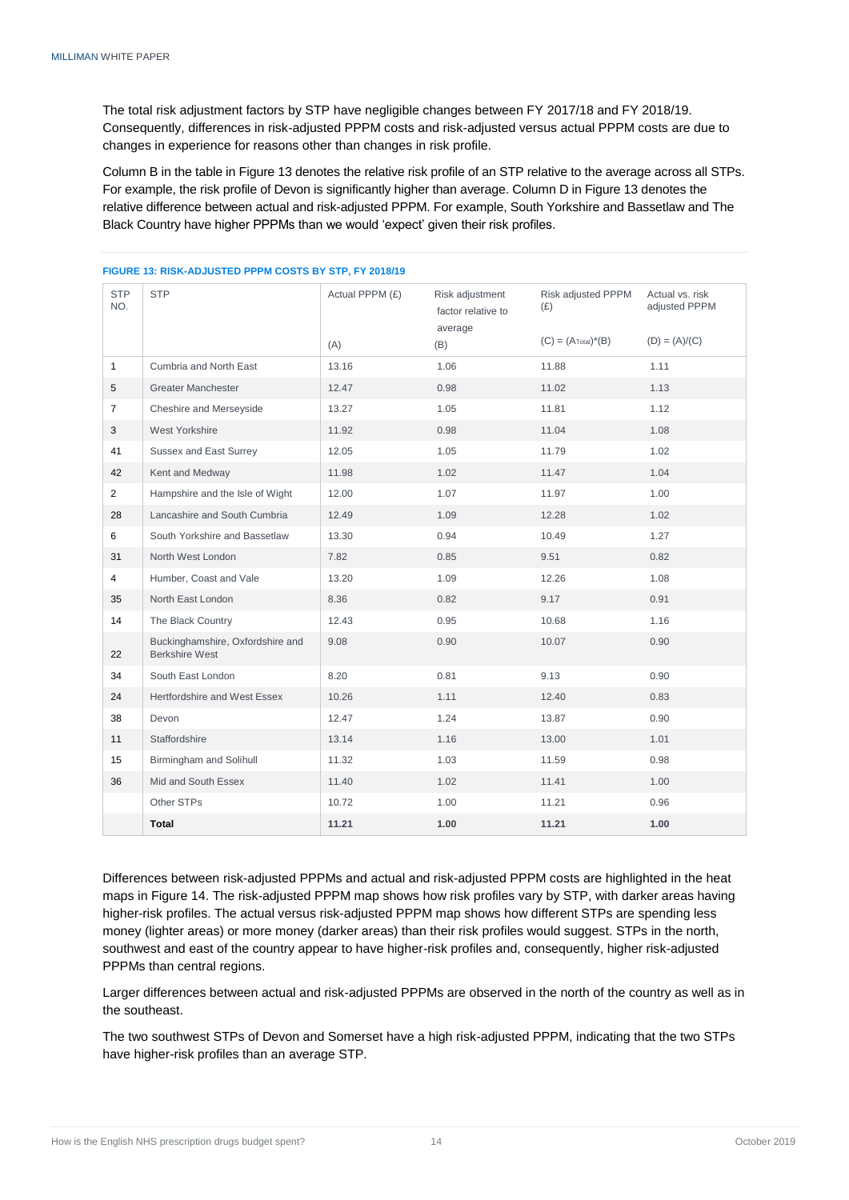The total risk adjustment factors by STP have negligible changes between FY 2017/18 and FY 2018/19. Consequently, differences in risk-adjusted PPPM costs and risk-adjusted versus actual PPPM costs are due to changes in experience for reasons other than changes in risk profile.

Column B in the table in Figure 13 denotes the relative risk profile of an STP relative to the average across all STPs. For example, the risk profile of Devon is significantly higher than average. Column D in Figure 13 denotes the relative difference between actual and risk-adjusted PPPM. For example, South Yorkshire and Bassetlaw and The Black Country have higher PPPMs than we would 'expect' given their risk profiles.

**FIGURE 13: RISK-ADJUSTED PPPM COSTS BY STP, FY 2018/19**

| STP NO. | STP | Actual PPPM (£) (A) | Risk adjustment factor relative to average (B) | Risk adjusted PPPM (£) $(C) = (A_{Total})*(B)$ | Actual vs. risk adjusted PPPM $(D) = (A)/(C)$ |
|---|---|---|---|---|---|
| 1 | Cumbria and North East | 13.16 | 1.06 | 11.88 | 1.11 |
| 5 | Greater Manchester | 12.47 | 0.98 | 11.02 | 1.13 |
| 7 | Cheshire and Merseyside | 13.27 | 1.05 | 11.81 | 1.12 |
| 3 | West Yorkshire | 11.92 | 0.98 | 11.04 | 1.08 |
| 41 | Sussex and East Surrey | 12.05 | 1.05 | 11.79 | 1.02 |
| 42 | Kent and Medway | 11.98 | 1.02 | 11.47 | 1.04 |
| 2 | Hampshire and the Isle of Wight | 12.00 | 1.07 | 11.97 | 1.00 |
| 28 | Lancashire and South Cumbria | 12.49 | 1.09 | 12.28 | 1.02 |
| 6 | South Yorkshire and Bassetlaw | 13.30 | 0.94 | 10.49 | 1.27 |
| 31 | North West London | 7.82 | 0.85 | 9.51 | 0.82 |
| 4 | Humber, Coast and Vale | 13.20 | 1.09 | 12.26 | 1.08 |
| 35 | North East London | 8.36 | 0.82 | 9.17 | 0.91 |
| 14 | The Black Country | 12.43 | 0.95 | 10.68 | 1.16 |
| 22 | Buckinghamshire, Oxfordshire and Berkshire West | 9.08 | 0.90 | 10.07 | 0.90 |
| 34 | South East London | 8.20 | 0.81 | 9.13 | 0.90 |
| 24 | Hertfordshire and West Essex | 10.26 | 1.11 | 12.40 | 0.83 |
| 38 | Devon | 12.47 | 1.24 | 13.87 | 0.90 |
| 11 | Staffordshire | 13.14 | 1.16 | 13.00 | 1.01 |
| 15 | Birmingham and Solihull | 11.32 | 1.03 | 11.59 | 0.98 |
| 36 | Mid and South Essex | 11.40 | 1.02 | 11.41 | 1.00 |
| | Other STPs | 10.72 | 1.00 | 11.21 | 0.96 |
| | **Total** | **11.21** | **1.00** | **11.21** | **1.00** |

Differences between risk-adjusted PPPMs and actual and risk-adjusted PPPM costs are highlighted in the heat maps in Figure 14. The risk-adjusted PPPM map shows how risk profiles vary by STP, with darker areas having higher-risk profiles. The actual versus risk-adjusted PPPM map shows how different STPs are spending less money (lighter areas) or more money (darker areas) than their risk profiles would suggest. STPs in the north, southwest and east of the country appear to have higher-risk profiles and, consequently, higher risk-adjusted PPPMs than central regions.

Larger differences between actual and risk-adjusted PPPMs are observed in the north of the country as well as in the southeast.

The two southwest STPs of Devon and Somerset have a high risk-adjusted PPPM, indicating that the two STPs have higher-risk profiles than an average STP.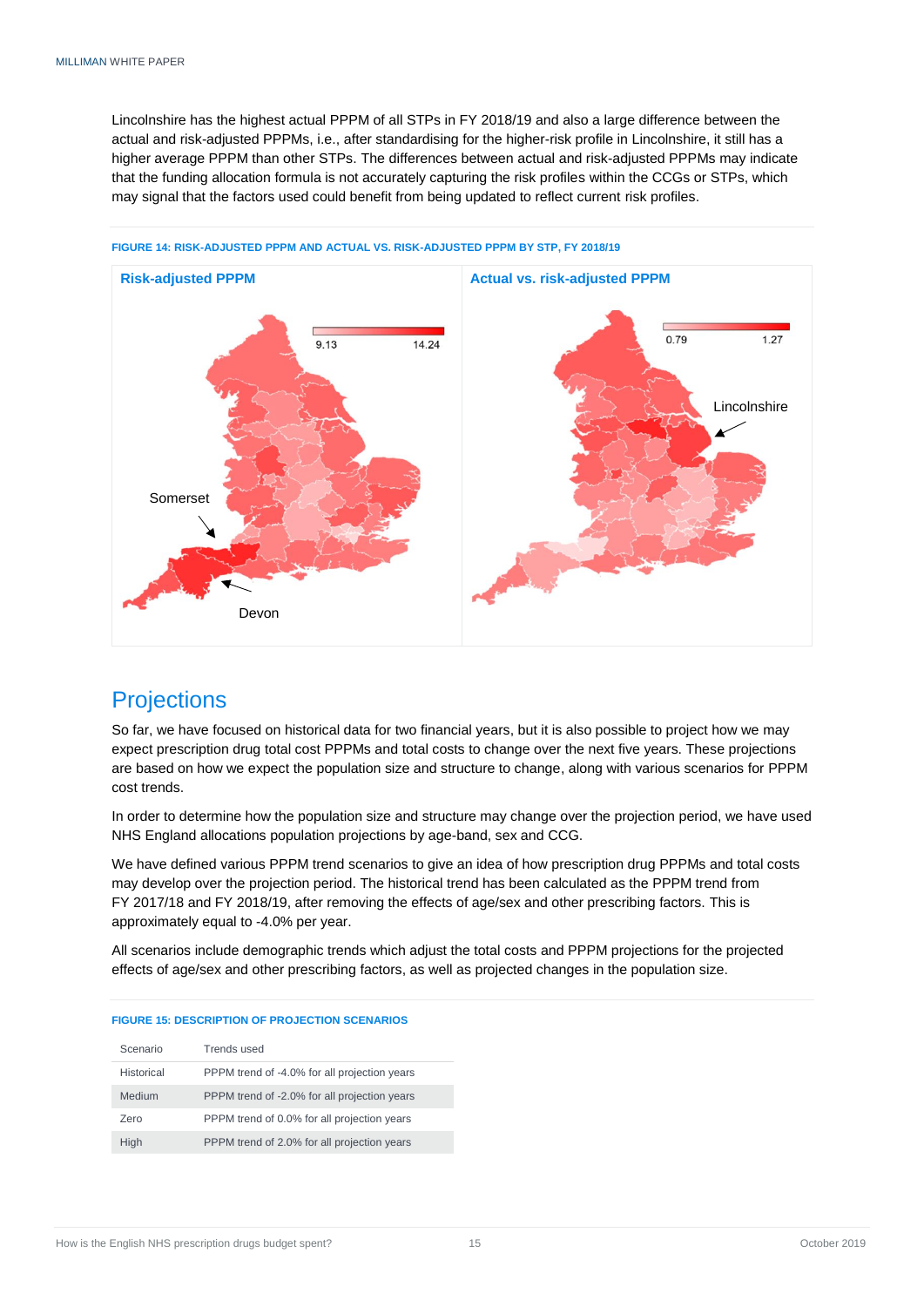Lincolnshire has the highest actual PPPM of all STPs in FY 2018/19 and also a large difference between the actual and risk-adjusted PPPMs, i.e., after standardising for the higher-risk profile in Lincolnshire, it still has a higher average PPPM than other STPs. The differences between actual and risk-adjusted PPPMs may indicate that the funding allocation formula is not accurately capturing the risk profiles within the CCGs or STPs, which may signal that the factors used could benefit from being updated to reflect current risk profiles.

FIGURE 14: RISK-ADJUSTED PPPM AND ACTUAL VS. RISK-ADJUSTED PPPM BY STP, FY 2018/19

**Risk-adjusted PPPM**

9.13 — 14.24

Somerset

Devon

**Actual vs. risk-adjusted PPPM**

0.79 — 1.27

Lincolnshire

# Projections

So far, we have focused on historical data for two financial years, but it is also possible to project how we may expect prescription drug total cost PPPMs and total costs to change over the next five years. These projections are based on how we expect the population size and structure to change, along with various scenarios for PPPM cost trends.

In order to determine how the population size and structure may change over the projection period, we have used NHS England allocations population projections by age-band, sex and CCG.

We have defined various PPPM trend scenarios to give an idea of how prescription drug PPPMs and total costs may develop over the projection period. The historical trend has been calculated as the PPPM trend from FY 2017/18 and FY 2018/19, after removing the effects of age/sex and other prescribing factors. This is approximately equal to -4.0% per year.

All scenarios include demographic trends which adjust the total costs and PPPM projections for the projected effects of age/sex and other prescribing factors, as well as projected changes in the population size.

FIGURE 15: DESCRIPTION OF PROJECTION SCENARIOS

| Scenario | Trends used |
|---|---|
| Historical | PPPM trend of -4.0% for all projection years |
| Medium | PPPM trend of -2.0% for all projection years |
| Zero | PPPM trend of 0.0% for all projection years |
| High | PPPM trend of 2.0% for all projection years |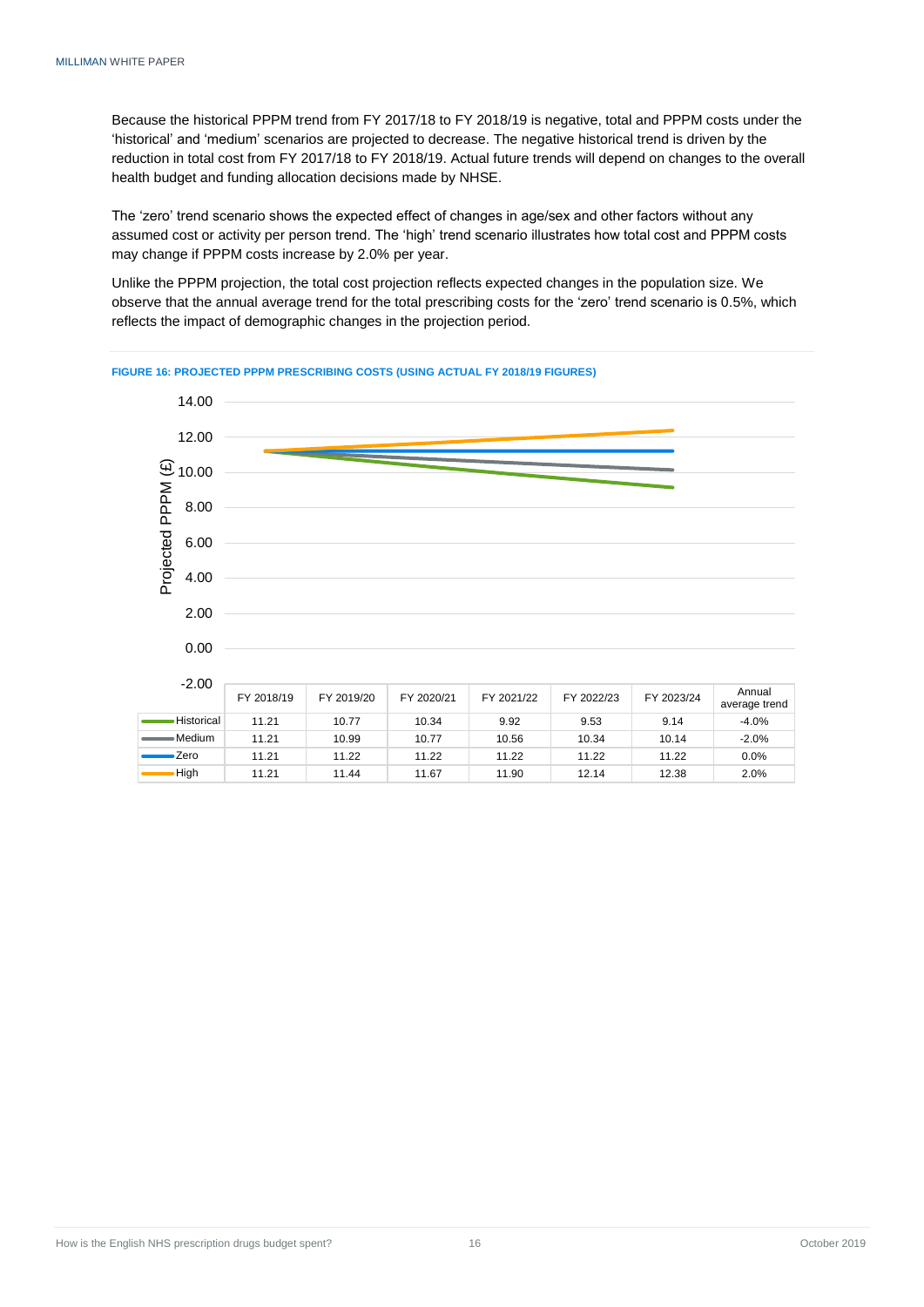Because the historical PPPM trend from FY 2017/18 to FY 2018/19 is negative, total and PPPM costs under the 'historical' and 'medium' scenarios are projected to decrease. The negative historical trend is driven by the reduction in total cost from FY 2017/18 to FY 2018/19. Actual future trends will depend on changes to the overall health budget and funding allocation decisions made by NHSE.

The 'zero' trend scenario shows the expected effect of changes in age/sex and other factors without any assumed cost or activity per person trend. The 'high' trend scenario illustrates how total cost and PPPM costs may change if PPPM costs increase by 2.0% per year.

Unlike the PPPM projection, the total cost projection reflects expected changes in the population size. We observe that the annual average trend for the total prescribing costs for the 'zero' trend scenario is 0.5%, which reflects the impact of demographic changes in the projection period.

**FIGURE 16: PROJECTED PPPM PRESCRIBING COSTS (USING ACTUAL FY 2018/19 FIGURES)**

| | FY 2018/19 | FY 2019/20 | FY 2020/21 | FY 2021/22 | FY 2022/23 | FY 2023/24 | Annual average trend |
|---|---|---|---|---|---|---|---|
| Historical | 11.21 | 10.77 | 10.34 | 9.92 | 9.53 | 9.14 | -4.0% |
| Medium | 11.21 | 10.99 | 10.77 | 10.56 | 10.34 | 10.14 | -2.0% |
| Zero | 11.21 | 11.22 | 11.22 | 11.22 | 11.22 | 11.22 | 0.0% |
| High | 11.21 | 11.44 | 11.67 | 11.90 | 12.14 | 12.38 | 2.0% |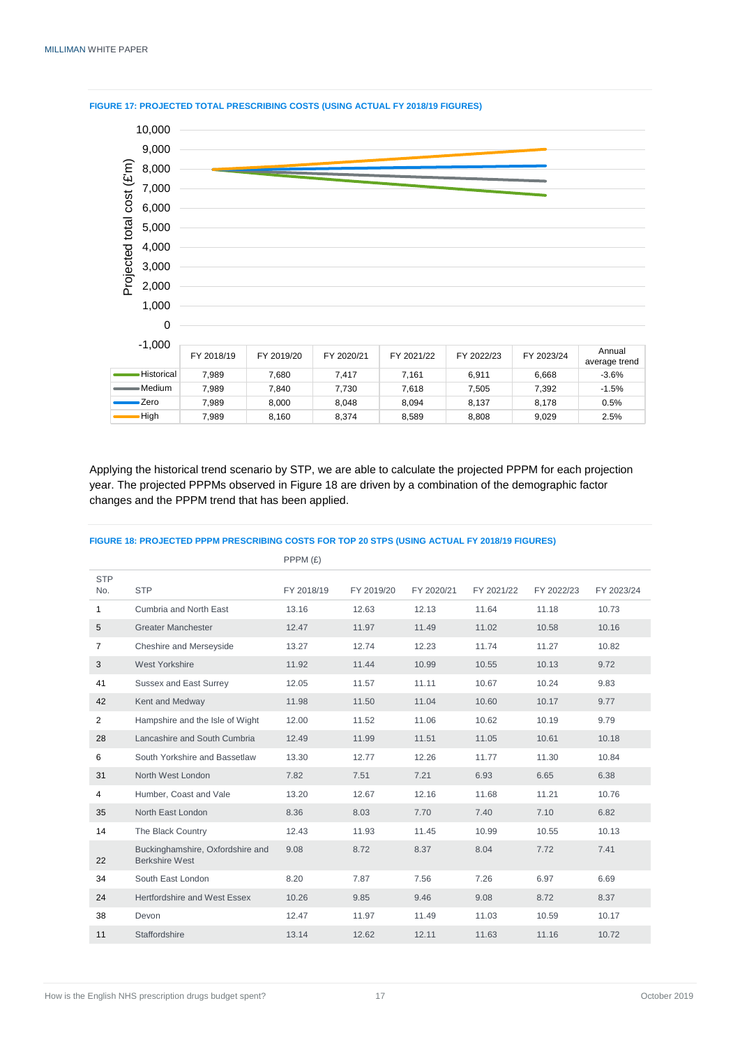**FIGURE 17: PROJECTED TOTAL PRESCRIBING COSTS (USING ACTUAL FY 2018/19 FIGURES)**

| | FY 2018/19 | FY 2019/20 | FY 2020/21 | FY 2021/22 | FY 2022/23 | FY 2023/24 | Annual average trend |
|---|---|---|---|---|---|---|---|
| Historical | 7,989 | 7,680 | 7,417 | 7,161 | 6,911 | 6,668 | -3.6% |
| Medium | 7,989 | 7,840 | 7,730 | 7,618 | 7,505 | 7,392 | -1.5% |
| Zero | 7,989 | 8,000 | 8,048 | 8,094 | 8,137 | 8,178 | 0.5% |
| High | 7,989 | 8,160 | 8,374 | 8,589 | 8,808 | 9,029 | 2.5% |

Projected total cost (£'m)

Applying the historical trend scenario by STP, we are able to calculate the projected PPPM for each projection year. The projected PPPMs observed in Figure 18 are driven by a combination of the demographic factor changes and the PPPM trend that has been applied.

**FIGURE 18: PROJECTED PPPM PRESCRIBING COSTS FOR TOP 20 STPS (USING ACTUAL FY 2018/19 FIGURES)**

| | | PPPM (£) | | | | | |
|---|---|---|---|---|---|---|---|
| STP No. | STP | FY 2018/19 | FY 2019/20 | FY 2020/21 | FY 2021/22 | FY 2022/23 | FY 2023/24 |
| 1 | Cumbria and North East | 13.16 | 12.63 | 12.13 | 11.64 | 11.18 | 10.73 |
| 5 | Greater Manchester | 12.47 | 11.97 | 11.49 | 11.02 | 10.58 | 10.16 |
| 7 | Cheshire and Merseyside | 13.27 | 12.74 | 12.23 | 11.74 | 11.27 | 10.82 |
| 3 | West Yorkshire | 11.92 | 11.44 | 10.99 | 10.55 | 10.13 | 9.72 |
| 41 | Sussex and East Surrey | 12.05 | 11.57 | 11.11 | 10.67 | 10.24 | 9.83 |
| 42 | Kent and Medway | 11.98 | 11.50 | 11.04 | 10.60 | 10.17 | 9.77 |
| 2 | Hampshire and the Isle of Wight | 12.00 | 11.52 | 11.06 | 10.62 | 10.19 | 9.79 |
| 28 | Lancashire and South Cumbria | 12.49 | 11.99 | 11.51 | 11.05 | 10.61 | 10.18 |
| 6 | South Yorkshire and Bassetlaw | 13.30 | 12.77 | 12.26 | 11.77 | 11.30 | 10.84 |
| 31 | North West London | 7.82 | 7.51 | 7.21 | 6.93 | 6.65 | 6.38 |
| 4 | Humber, Coast and Vale | 13.20 | 12.67 | 12.16 | 11.68 | 11.21 | 10.76 |
| 35 | North East London | 8.36 | 8.03 | 7.70 | 7.40 | 7.10 | 6.82 |
| 14 | The Black Country | 12.43 | 11.93 | 11.45 | 10.99 | 10.55 | 10.13 |
| 22 | Buckinghamshire, Oxfordshire and Berkshire West | 9.08 | 8.72 | 8.37 | 8.04 | 7.72 | 7.41 |
| 34 | South East London | 8.20 | 7.87 | 7.56 | 7.26 | 6.97 | 6.69 |
| 24 | Hertfordshire and West Essex | 10.26 | 9.85 | 9.46 | 9.08 | 8.72 | 8.37 |
| 38 | Devon | 12.47 | 11.97 | 11.49 | 11.03 | 10.59 | 10.17 |
| 11 | Staffordshire | 13.14 | 12.62 | 12.11 | 11.63 | 11.16 | 10.72 |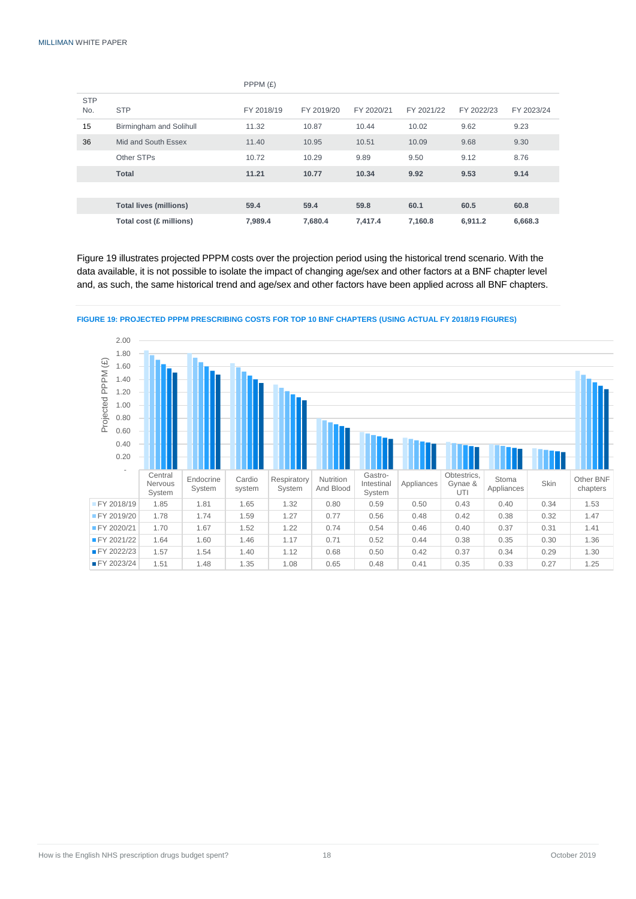| STP No. | STP | PPPM (£) FY 2018/19 | FY 2019/20 | FY 2020/21 | FY 2021/22 | FY 2022/23 | FY 2023/24 |
|---|---|---|---|---|---|---|---|
| 15 | Birmingham and Solihull | 11.32 | 10.87 | 10.44 | 10.02 | 9.62 | 9.23 |
| 36 | Mid and South Essex | 11.40 | 10.95 | 10.51 | 10.09 | 9.68 | 9.30 |
| | Other STPs | 10.72 | 10.29 | 9.89 | 9.50 | 9.12 | 8.76 |
| | **Total** | **11.21** | **10.77** | **10.34** | **9.92** | **9.53** | **9.14** |
| | | | | | | | |
| | **Total lives (millions)** | **59.4** | **59.4** | **59.8** | **60.1** | **60.5** | **60.8** |
| | **Total cost (£ millions)** | **7,989.4** | **7,680.4** | **7,417.4** | **7,160.8** | **6,911.2** | **6,668.3** |

Figure 19 illustrates projected PPPM costs over the projection period using the historical trend scenario. With the data available, it is not possible to isolate the impact of changing age/sex and other factors at a BNF chapter level and, as such, the same historical trend and age/sex and other factors have been applied across all BNF chapters.

**FIGURE 19: PROJECTED PPPM PRESCRIBING COSTS FOR TOP 10 BNF CHAPTERS (USING ACTUAL FY 2018/19 FIGURES)**

| Projected PPPM (£) | Central Nervous System | Endocrine System | Cardio system | Respiratory System | Nutrition And Blood | Gastro-Intestinal System | Appliances | Obtestrics, Gynae & UTI | Stoma Appliances | Skin | Other BNF chapters |
|---|---|---|---|---|---|---|---|---|---|---|---|
| FY 2018/19 | 1.85 | 1.81 | 1.65 | 1.32 | 0.80 | 0.59 | 0.50 | 0.43 | 0.40 | 0.34 | 1.53 |
| FY 2019/20 | 1.78 | 1.74 | 1.59 | 1.27 | 0.77 | 0.56 | 0.48 | 0.42 | 0.38 | 0.32 | 1.47 |
| FY 2020/21 | 1.70 | 1.67 | 1.52 | 1.22 | 0.74 | 0.54 | 0.46 | 0.40 | 0.37 | 0.31 | 1.41 |
| FY 2021/22 | 1.64 | 1.60 | 1.46 | 1.17 | 0.71 | 0.52 | 0.44 | 0.38 | 0.35 | 0.30 | 1.36 |
| FY 2022/23 | 1.57 | 1.54 | 1.40 | 1.12 | 0.68 | 0.50 | 0.42 | 0.37 | 0.34 | 0.29 | 1.30 |
| FY 2023/24 | 1.51 | 1.48 | 1.35 | 1.08 | 0.65 | 0.48 | 0.41 | 0.35 | 0.33 | 0.27 | 1.25 |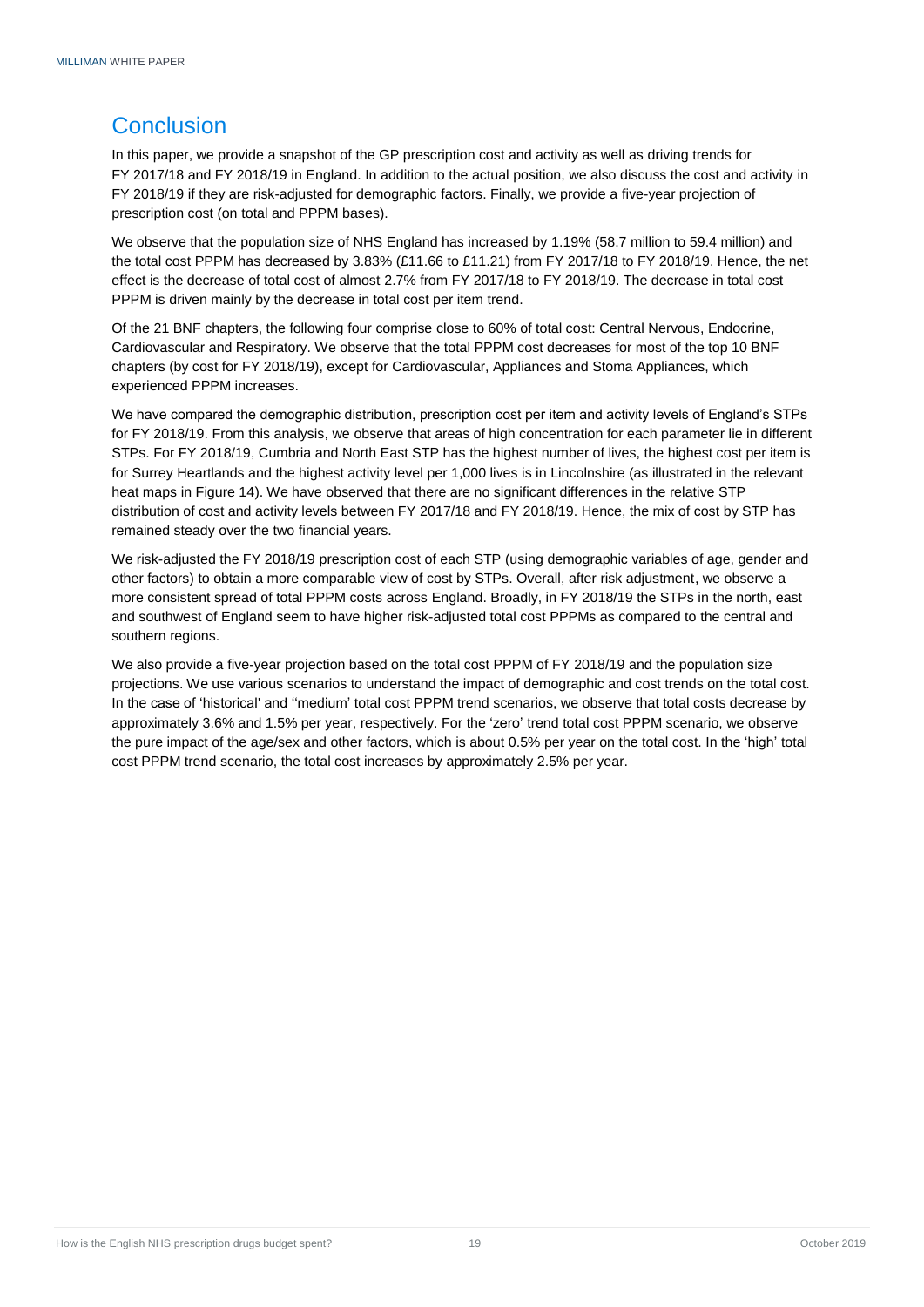## Conclusion

In this paper, we provide a snapshot of the GP prescription cost and activity as well as driving trends for FY 2017/18 and FY 2018/19 in England. In addition to the actual position, we also discuss the cost and activity in FY 2018/19 if they are risk-adjusted for demographic factors. Finally, we provide a five-year projection of prescription cost (on total and PPPM bases).

We observe that the population size of NHS England has increased by 1.19% (58.7 million to 59.4 million) and the total cost PPPM has decreased by 3.83% (£11.66 to £11.21) from FY 2017/18 to FY 2018/19. Hence, the net effect is the decrease of total cost of almost 2.7% from FY 2017/18 to FY 2018/19. The decrease in total cost PPPM is driven mainly by the decrease in total cost per item trend.

Of the 21 BNF chapters, the following four comprise close to 60% of total cost: Central Nervous, Endocrine, Cardiovascular and Respiratory. We observe that the total PPPM cost decreases for most of the top 10 BNF chapters (by cost for FY 2018/19), except for Cardiovascular, Appliances and Stoma Appliances, which experienced PPPM increases.

We have compared the demographic distribution, prescription cost per item and activity levels of England's STPs for FY 2018/19. From this analysis, we observe that areas of high concentration for each parameter lie in different STPs. For FY 2018/19, Cumbria and North East STP has the highest number of lives, the highest cost per item is for Surrey Heartlands and the highest activity level per 1,000 lives is in Lincolnshire (as illustrated in the relevant heat maps in Figure 14). We have observed that there are no significant differences in the relative STP distribution of cost and activity levels between FY 2017/18 and FY 2018/19. Hence, the mix of cost by STP has remained steady over the two financial years.

We risk-adjusted the FY 2018/19 prescription cost of each STP (using demographic variables of age, gender and other factors) to obtain a more comparable view of cost by STPs. Overall, after risk adjustment, we observe a more consistent spread of total PPPM costs across England. Broadly, in FY 2018/19 the STPs in the north, east and southwest of England seem to have higher risk-adjusted total cost PPPMs as compared to the central and southern regions.

We also provide a five-year projection based on the total cost PPPM of FY 2018/19 and the population size projections. We use various scenarios to understand the impact of demographic and cost trends on the total cost. In the case of 'historical' and ''medium' total cost PPPM trend scenarios, we observe that total costs decrease by approximately 3.6% and 1.5% per year, respectively. For the 'zero' trend total cost PPPM scenario, we observe the pure impact of the age/sex and other factors, which is about 0.5% per year on the total cost. In the 'high' total cost PPPM trend scenario, the total cost increases by approximately 2.5% per year.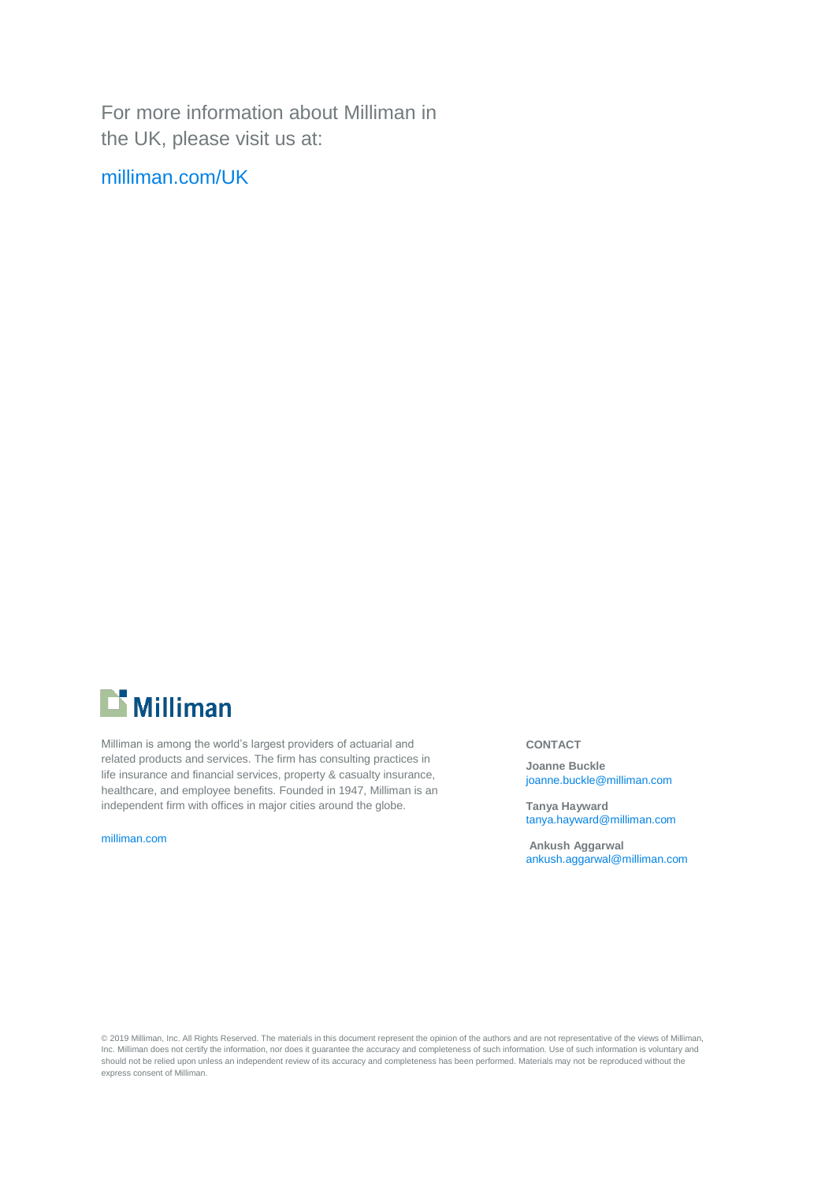For more information about Milliman in the UK, please visit us at:

milliman.com/UK

Milliman

Milliman is among the world's largest providers of actuarial and related products and services. The firm has consulting practices in life insurance and financial services, property & casualty insurance, healthcare, and employee benefits. Founded in 1947, Milliman is an independent firm with offices in major cities around the globe.

milliman.com

**CONTACT**

**Joanne Buckle**
joanne.buckle@milliman.com

**Tanya Hayward**
tanya.hayward@milliman.com

**Ankush Aggarwal**
ankush.aggarwal@milliman.com

© 2019 Milliman, Inc. All Rights Reserved. The materials in this document represent the opinion of the authors and are not representative of the views of Milliman, Inc. Milliman does not certify the information, nor does it guarantee the accuracy and completeness of such information. Use of such information is voluntary and should not be relied upon unless an independent review of its accuracy and completeness has been performed. Materials may not be reproduced without the express consent of Milliman.